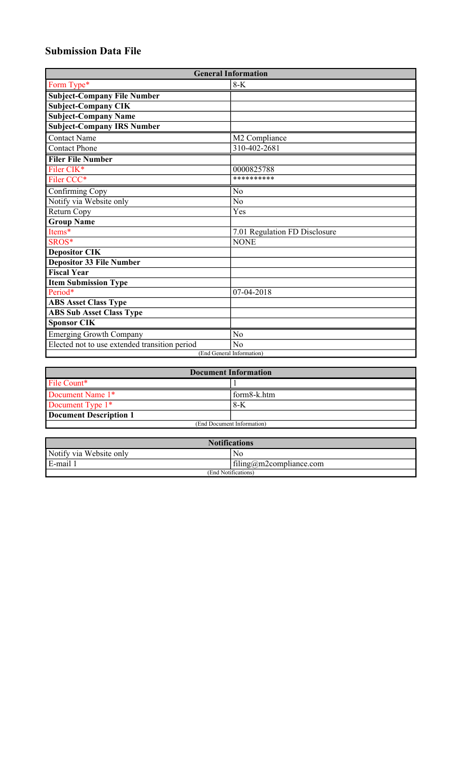## Submission Data File

| General Information | |
|---|---|
| Form Type* | 8-K |
| **Subject-Company File Number** | |
| **Subject-Company CIK** | |
| **Subject-Company Name** | |
| **Subject-Company IRS Number** | |
| Contact Name | M2 Compliance |
| Contact Phone | 310-402-2681 |
| **Filer File Number** | |
| Filer CIK* | 0000825788 |
| Filer CCC* | ********** |
| Confirming Copy | No |
| Notify via Website only | No |
| Return Copy | Yes |
| **Group Name** | |
| Items* | 7.01 Regulation FD Disclosure |
| SROS* | NONE |
| **Depositor CIK** | |
| **Depositor 33 File Number** | |
| **Fiscal Year** | |
| **Item Submission Type** | |
| Period* | 07-04-2018 |
| **ABS Asset Class Type** | |
| **ABS Sub Asset Class Type** | |
| **Sponsor CIK** | |
| Emerging Growth Company | No |
| Elected not to use extended transition period | No |
| (End General Information) | |

| Document Information | |
|---|---|
| File Count* | 1 |
| Document Name 1* | form8-k.htm |
| Document Type 1* | 8-K |
| **Document Description 1** | |
| (End Document Information) | |

| Notifications | |
|---|---|
| Notify via Website only | No |
| E-mail 1 | filing@m2compliance.com |
| (End Notifications) | |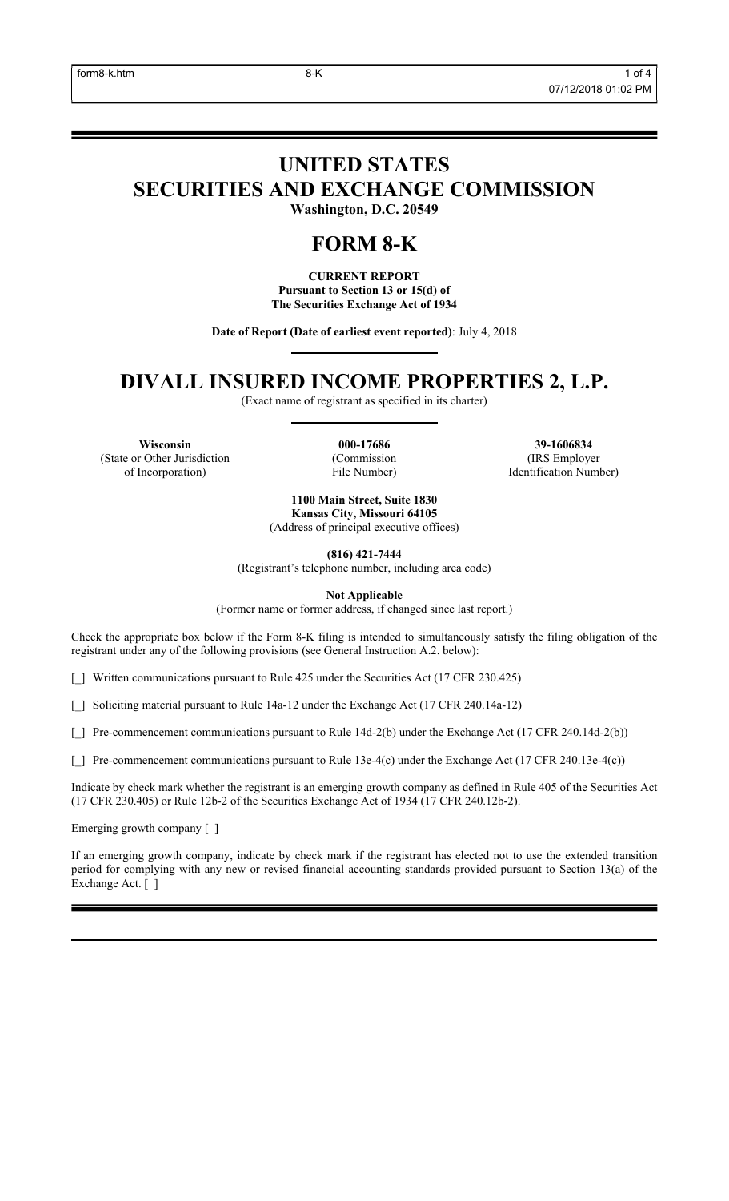# UNITED STATES
# SECURITIES AND EXCHANGE COMMISSION

**Washington, D.C. 20549**

# FORM 8-K

**CURRENT REPORT**
**Pursuant to Section 13 or 15(d) of**
**The Securities Exchange Act of 1934**

**Date of Report (Date of earliest event reported)**: July 4, 2018

# DIVALL INSURED INCOME PROPERTIES 2, L.P.

(Exact name of registrant as specified in its charter)

| **Wisconsin** | **000-17686** | **39-1606834** |
|---|---|---|
| (State or Other Jurisdiction of Incorporation) | (Commission File Number) | (IRS Employer Identification Number) |

**1100 Main Street, Suite 1830**
**Kansas City, Missouri 64105**
(Address of principal executive offices)

**(816) 421-7444**
(Registrant's telephone number, including area code)

**Not Applicable**
(Former name or former address, if changed since last report.)

Check the appropriate box below if the Form 8-K filing is intended to simultaneously satisfy the filing obligation of the registrant under any of the following provisions (see General Instruction A.2. below):

[_] Written communications pursuant to Rule 425 under the Securities Act (17 CFR 230.425)

[_] Soliciting material pursuant to Rule 14a-12 under the Exchange Act (17 CFR 240.14a-12)

[_] Pre-commencement communications pursuant to Rule 14d-2(b) under the Exchange Act (17 CFR 240.14d-2(b))

[_] Pre-commencement communications pursuant to Rule 13e-4(c) under the Exchange Act (17 CFR 240.13e-4(c))

Indicate by check mark whether the registrant is an emerging growth company as defined in Rule 405 of the Securities Act (17 CFR 230.405) or Rule 12b-2 of the Securities Exchange Act of 1934 (17 CFR 240.12b-2).

Emerging growth company [ ]

If an emerging growth company, indicate by check mark if the registrant has elected not to use the extended transition period for complying with any new or revised financial accounting standards provided pursuant to Section 13(a) of the Exchange Act. [ ]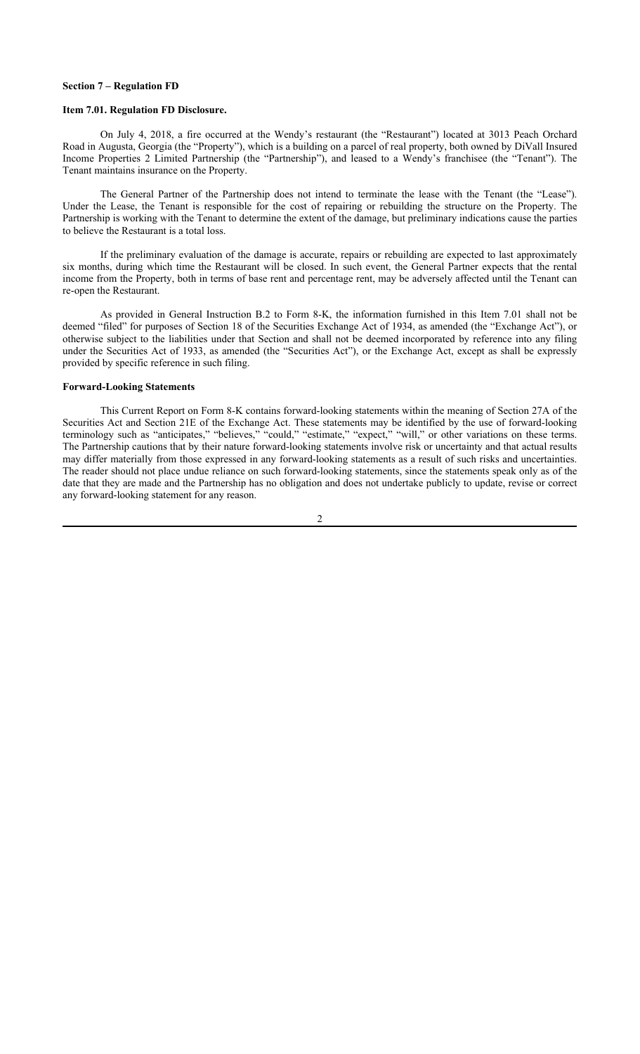**Section 7 – Regulation FD**

**Item 7.01. Regulation FD Disclosure.**

On July 4, 2018, a fire occurred at the Wendy's restaurant (the "Restaurant") located at 3013 Peach Orchard Road in Augusta, Georgia (the "Property"), which is a building on a parcel of real property, both owned by DiVall Insured Income Properties 2 Limited Partnership (the "Partnership"), and leased to a Wendy's franchisee (the "Tenant"). The Tenant maintains insurance on the Property.

The General Partner of the Partnership does not intend to terminate the lease with the Tenant (the "Lease"). Under the Lease, the Tenant is responsible for the cost of repairing or rebuilding the structure on the Property. The Partnership is working with the Tenant to determine the extent of the damage, but preliminary indications cause the parties to believe the Restaurant is a total loss.

If the preliminary evaluation of the damage is accurate, repairs or rebuilding are expected to last approximately six months, during which time the Restaurant will be closed. In such event, the General Partner expects that the rental income from the Property, both in terms of base rent and percentage rent, may be adversely affected until the Tenant can re-open the Restaurant.

As provided in General Instruction B.2 to Form 8-K, the information furnished in this Item 7.01 shall not be deemed "filed" for purposes of Section 18 of the Securities Exchange Act of 1934, as amended (the "Exchange Act"), or otherwise subject to the liabilities under that Section and shall not be deemed incorporated by reference into any filing under the Securities Act of 1933, as amended (the "Securities Act"), or the Exchange Act, except as shall be expressly provided by specific reference in such filing.

**Forward-Looking Statements**

This Current Report on Form 8-K contains forward-looking statements within the meaning of Section 27A of the Securities Act and Section 21E of the Exchange Act. These statements may be identified by the use of forward-looking terminology such as "anticipates," "believes," "could," "estimate," "expect," "will," or other variations on these terms. The Partnership cautions that by their nature forward-looking statements involve risk or uncertainty and that actual results may differ materially from those expressed in any forward-looking statements as a result of such risks and uncertainties. The reader should not place undue reliance on such forward-looking statements, since the statements speak only as of the date that they are made and the Partnership has no obligation and does not undertake publicly to update, revise or correct any forward-looking statement for any reason.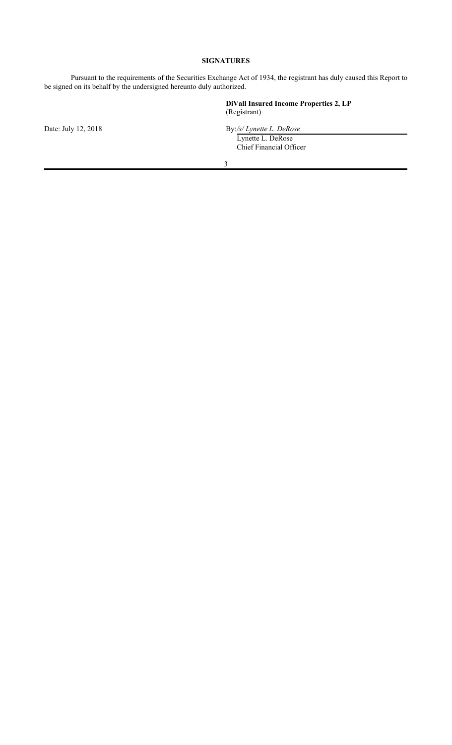**SIGNATURES**

Pursuant to the requirements of the Securities Exchange Act of 1934, the registrant has duly caused this Report to be signed on its behalf by the undersigned hereunto duly authorized.

**DiVall Insured Income Properties 2, LP**
(Registrant)

Date: July 12, 2018

By: */s/ Lynette L. DeRose*
Lynette L. DeRose
Chief Financial Officer